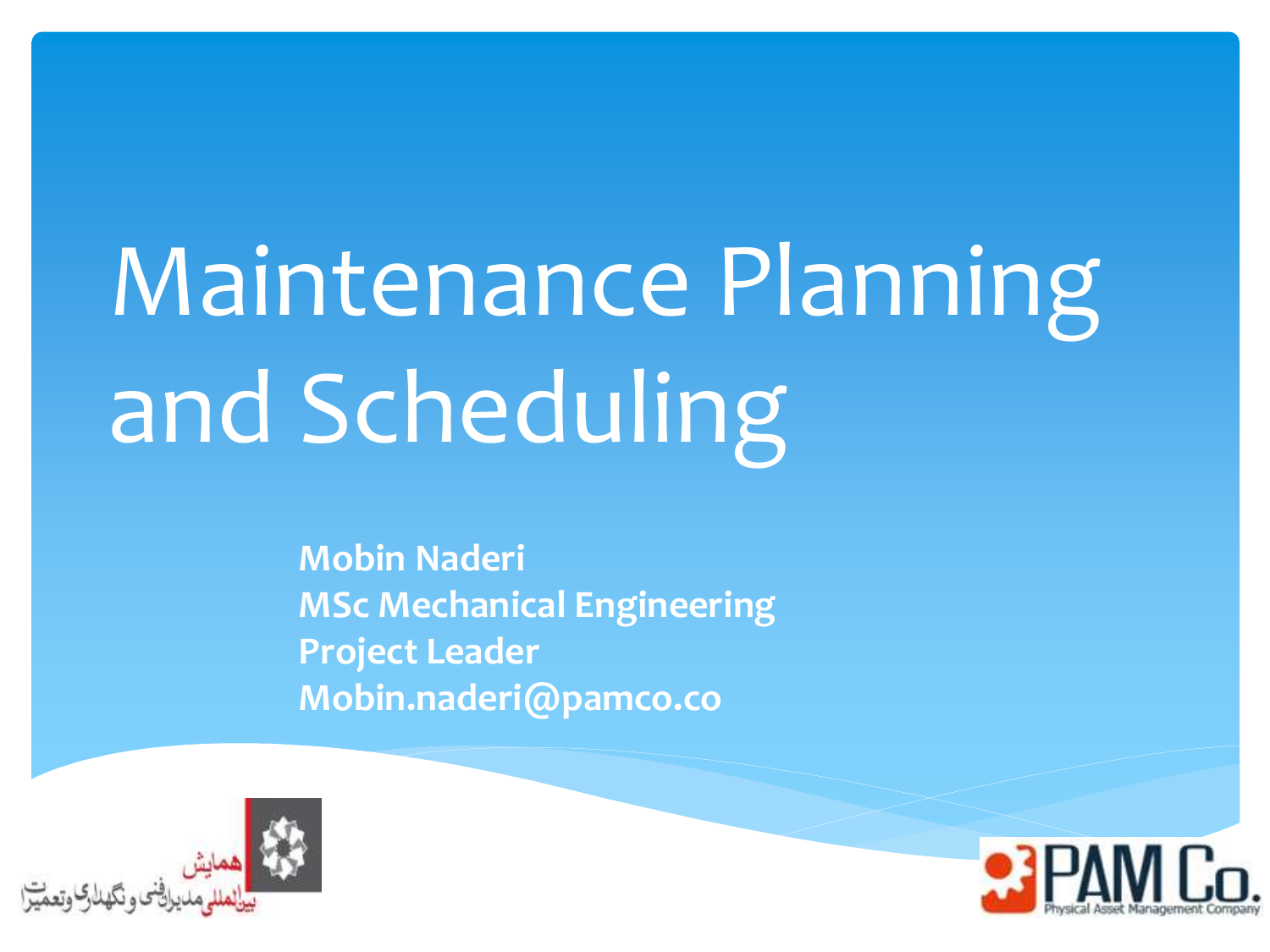# Maintenance Planning and Scheduling

**Mobin Naderi**
**MSc Mechanical Engineering**
**Project Leader**
**Mobin.naderi@pamco.co**

همایش
بین‌المللی مدیران فنی و نگهداری و تعمیرات

PAM Co.
Physical Asset Management Company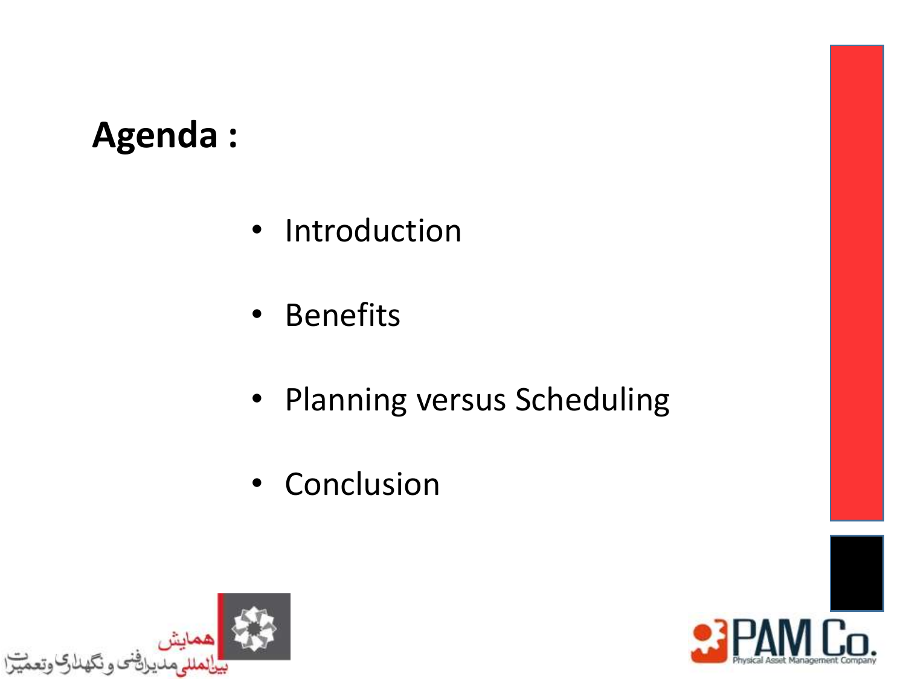## Agenda :

- Introduction
- Benefits
- Planning versus Scheduling
- Conclusion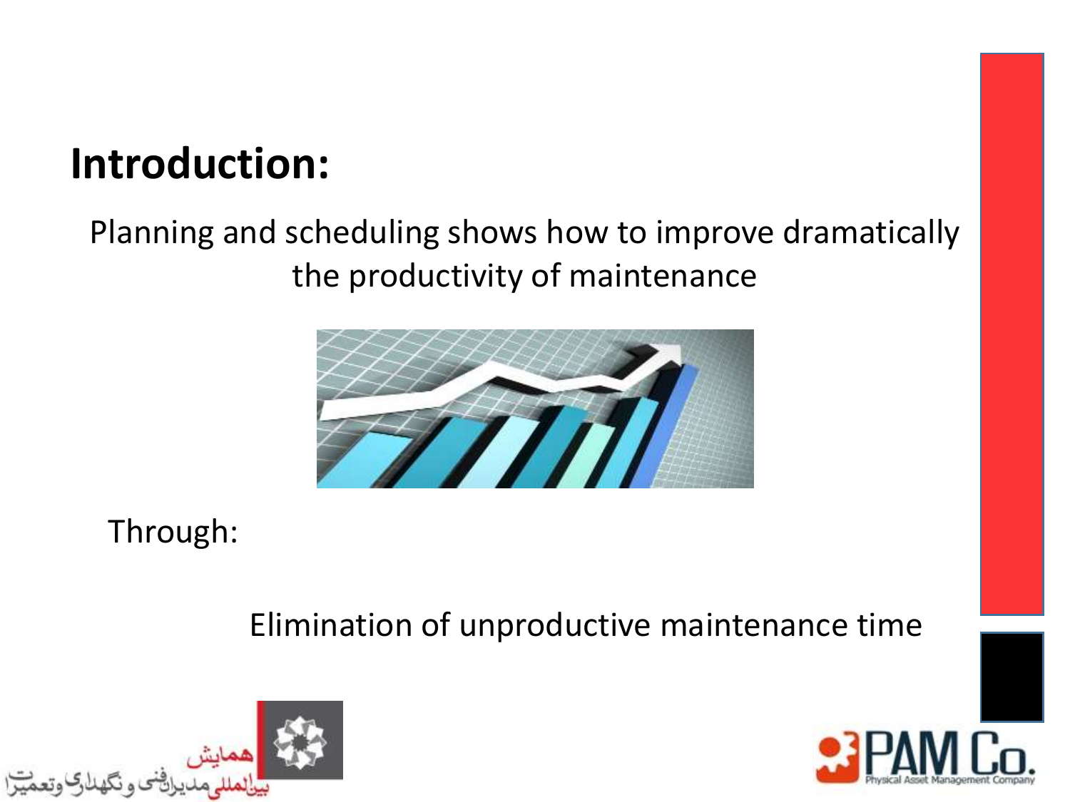# Introduction:

Planning and scheduling shows how to improve dramatically the productivity of maintenance

Through:

Elimination of unproductive maintenance time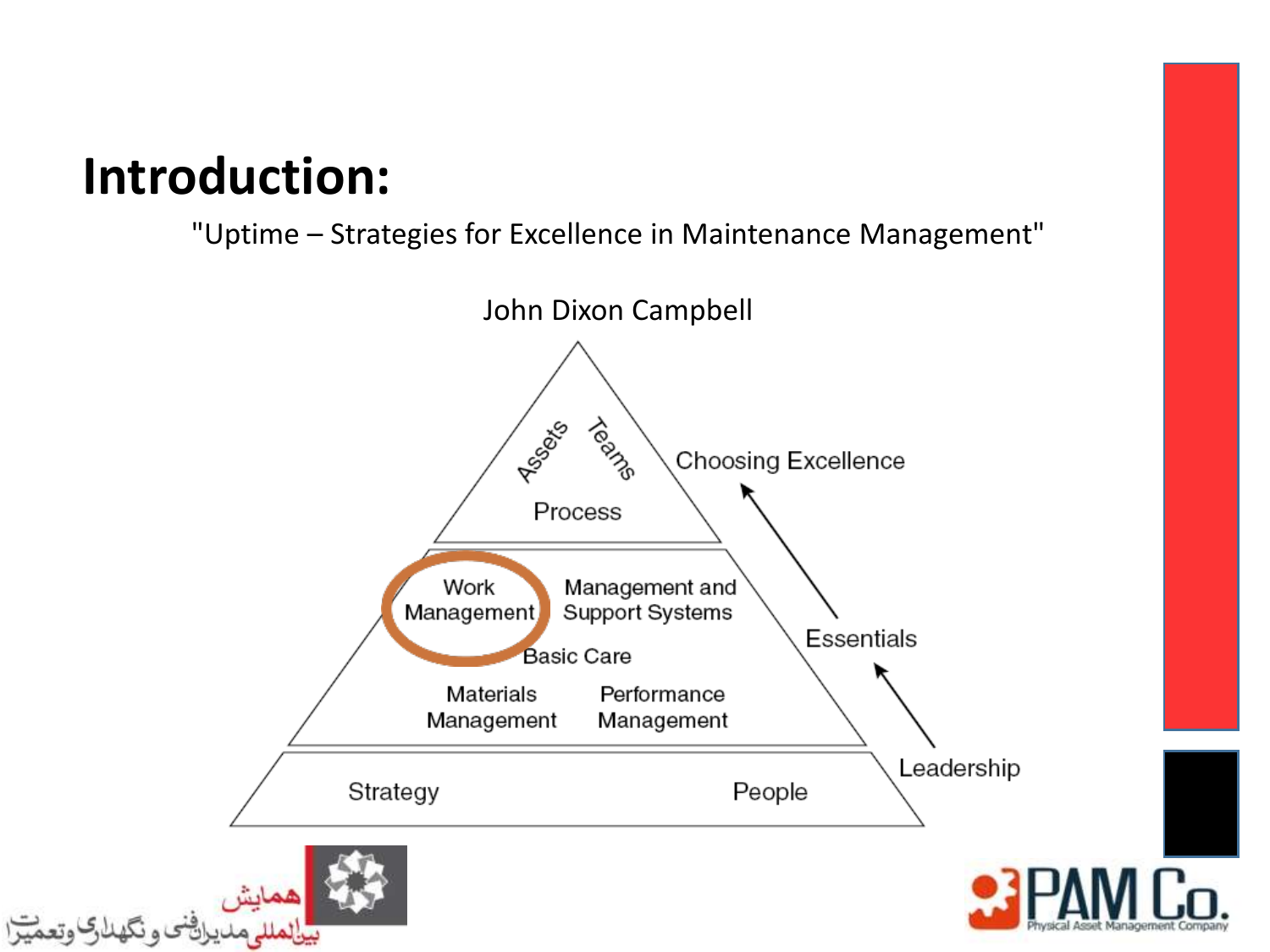# Introduction:

"Uptime – Strategies for Excellence in Maintenance Management"

John Dixon Campbell

Assets Teams

Process

Choosing Excellence

Work Management

Management and Support Systems

Basic Care

Essentials

Materials Management

Performance Management

Strategy

People

Leadership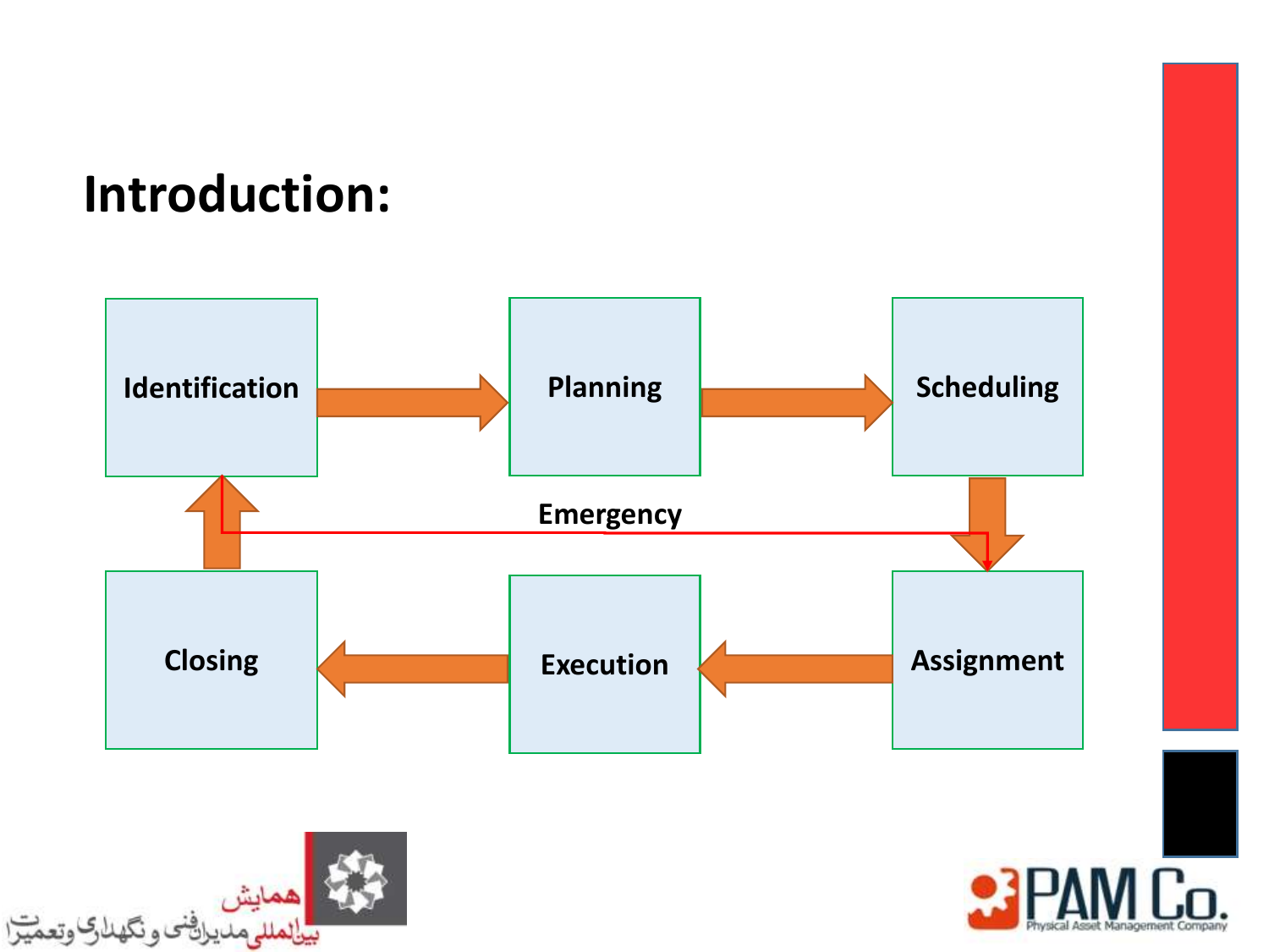# Introduction:

Identification → Planning → Scheduling → Assignment → Execution → Closing → Identification

Emergency: Identification → Assignment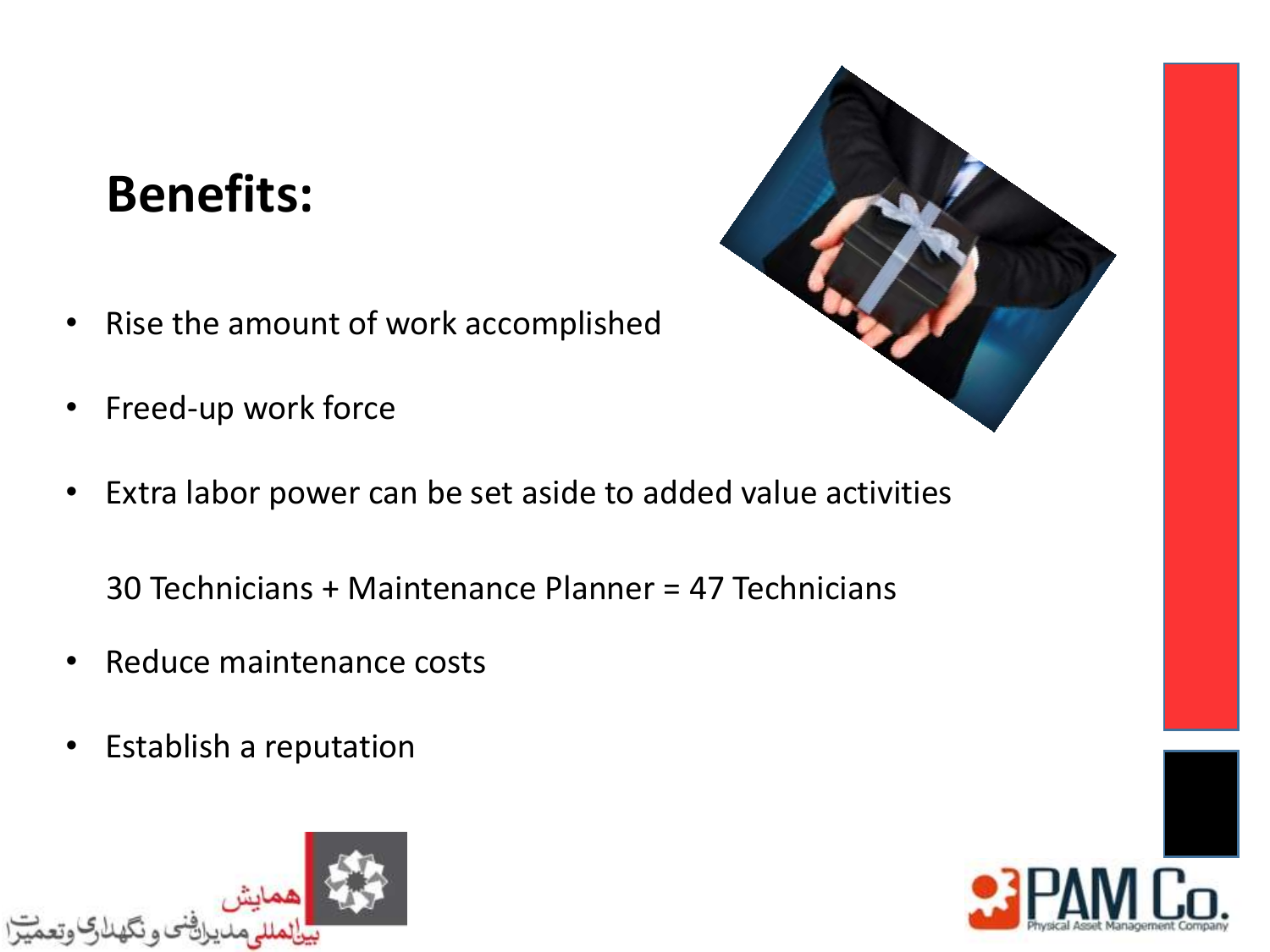# Benefits:

- Rise the amount of work accomplished
- Freed-up work force
- Extra labor power can be set aside to added value activities

  30 Technicians + Maintenance Planner = 47 Technicians

- Reduce maintenance costs
- Establish a reputation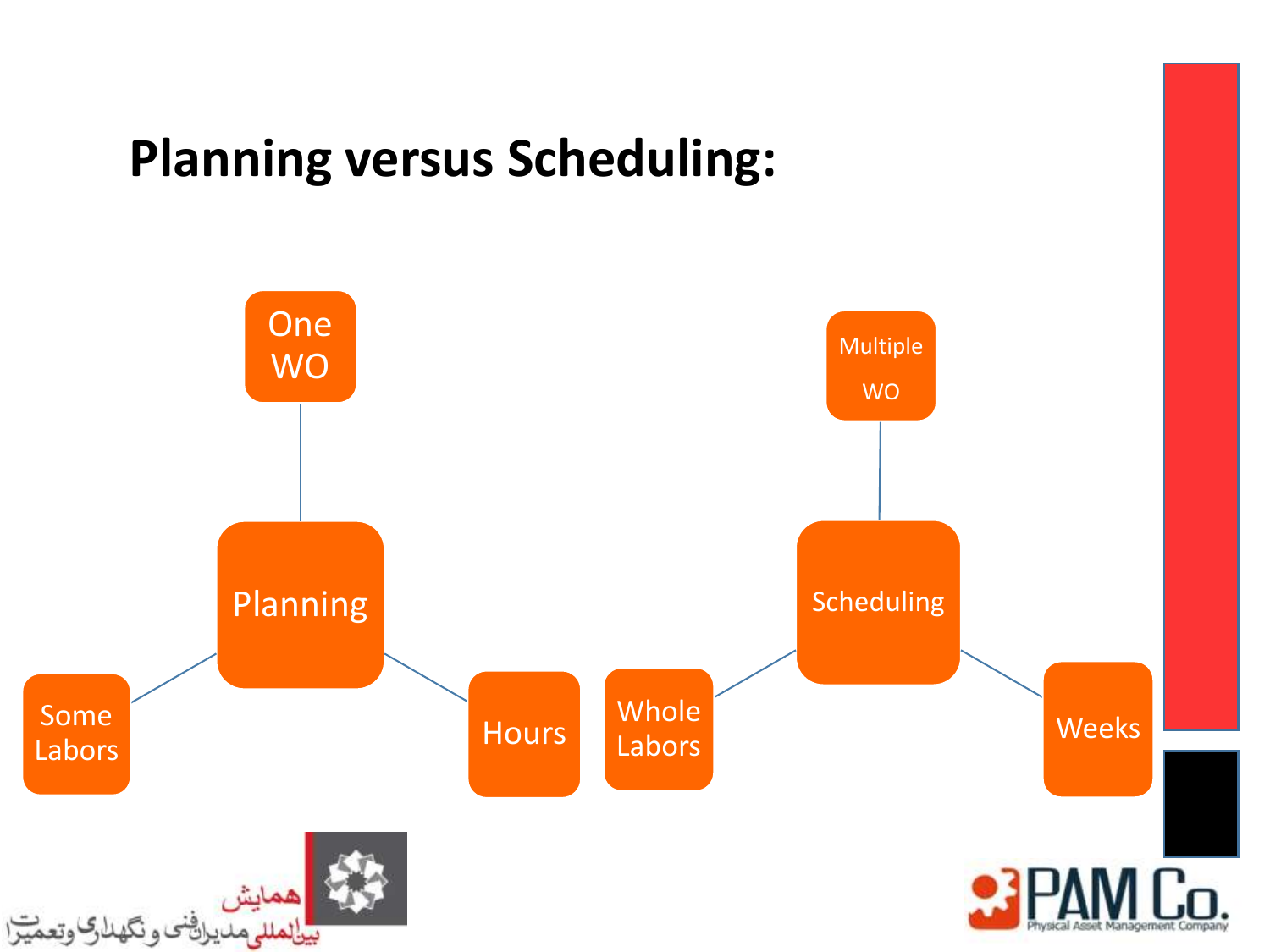# Planning versus Scheduling:

- **Planning**
  - One WO
  - Some Labors
  - Hours
- **Scheduling**
  - Multiple WO
  - Whole Labors
  - Weeks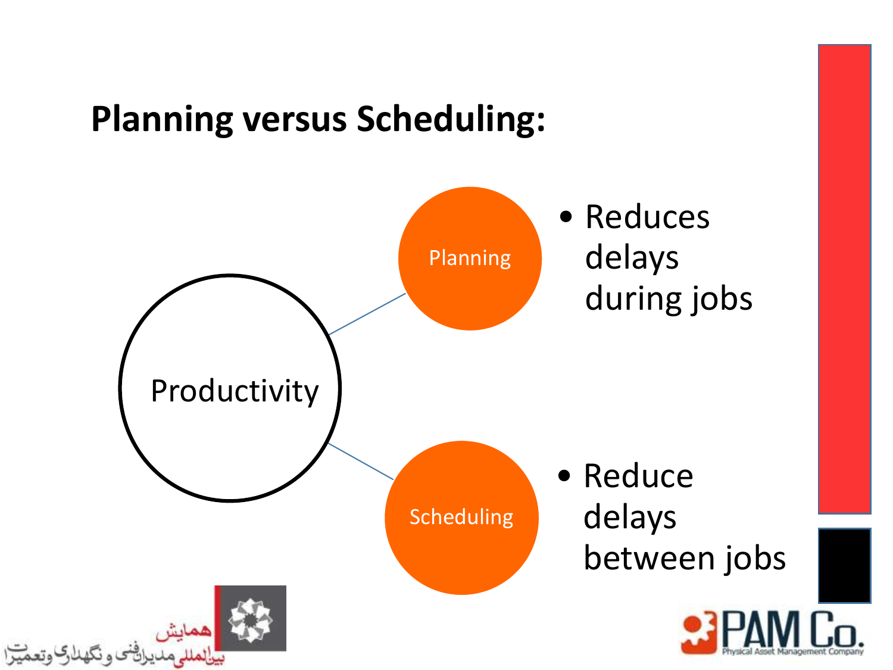## Planning versus Scheduling:

Productivity

- Planning
  - Reduces delays during jobs
- Scheduling
  - Reduce delays between jobs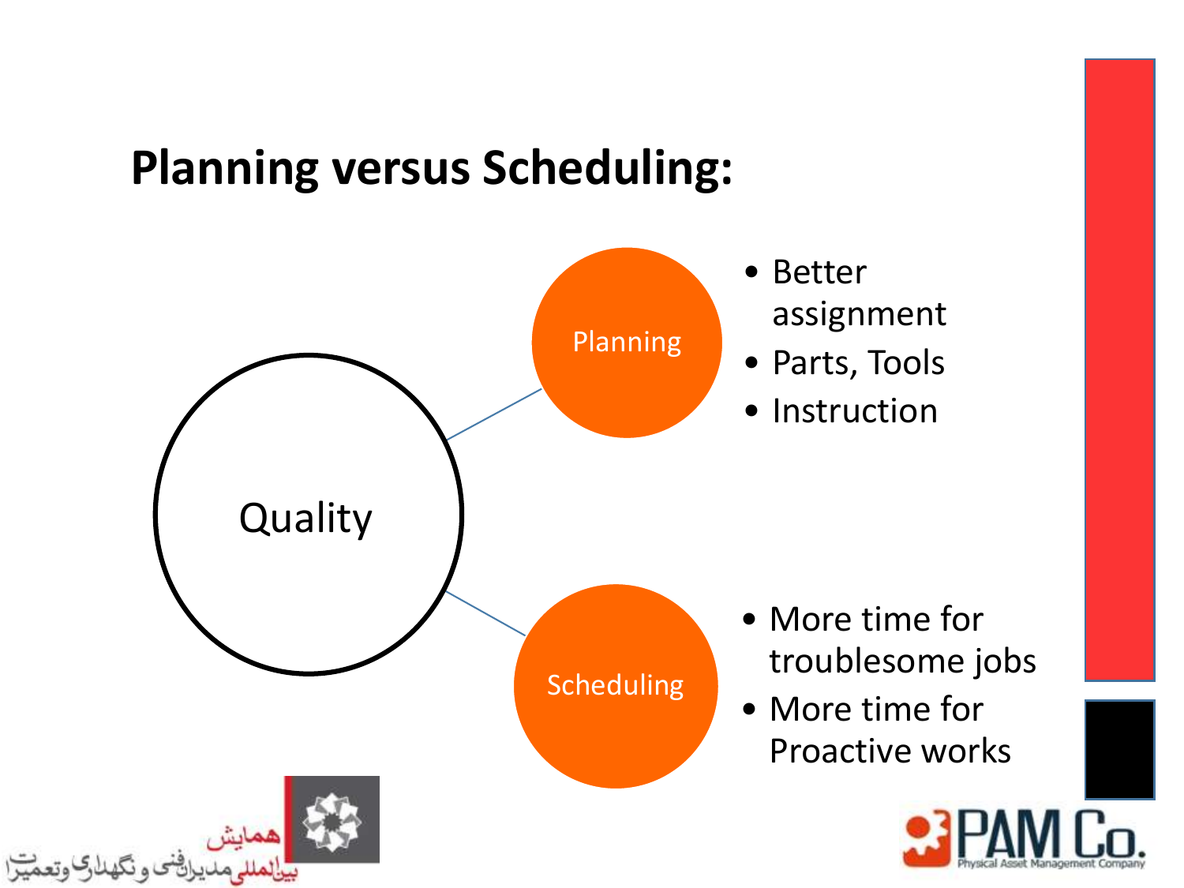# Planning versus Scheduling:

Quality

**Planning**

- Better assignment
- Parts, Tools
- Instruction

**Scheduling**

- More time for troublesome jobs
- More time for Proactive works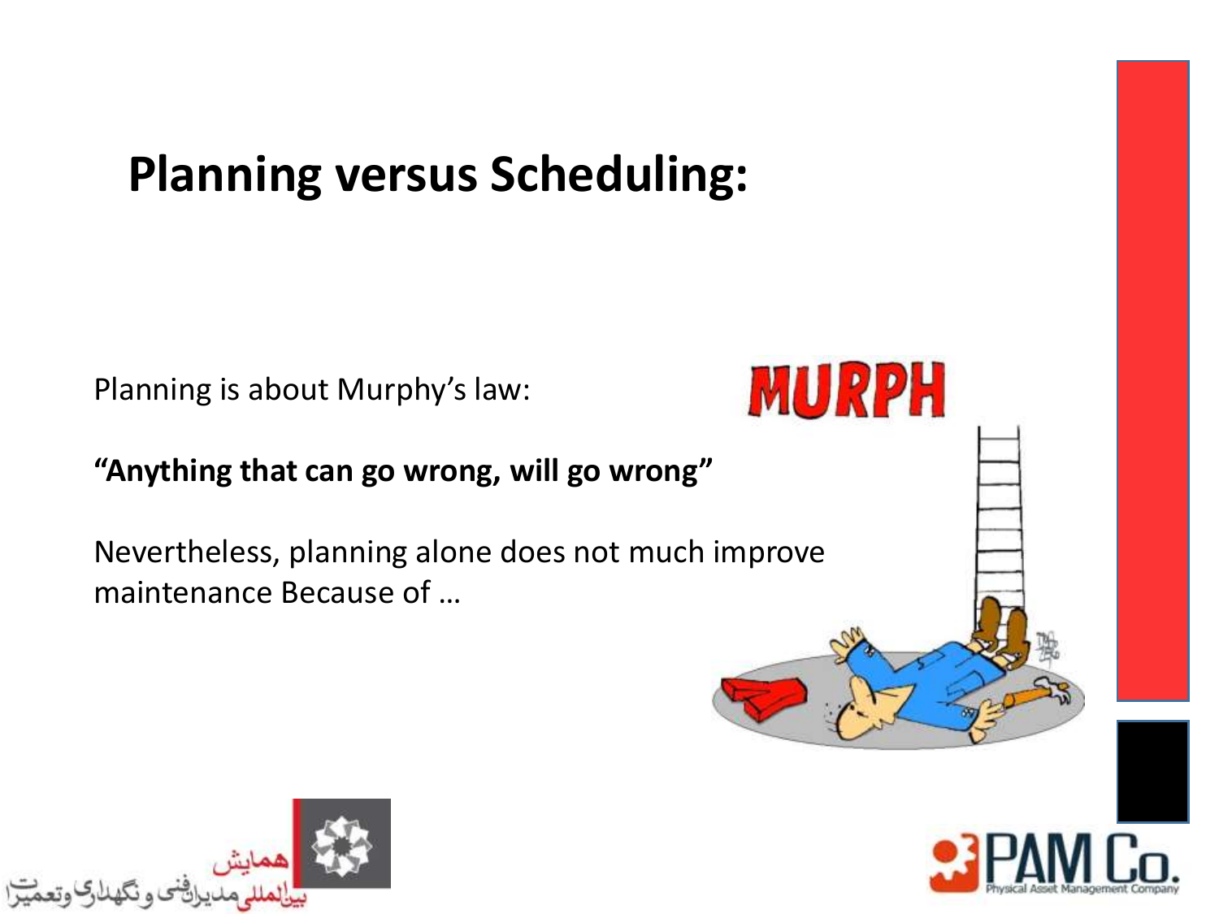# Planning versus Scheduling:

Planning is about Murphy's law:

**"Anything that can go wrong, will go wrong"**

Nevertheless, planning alone does not much improve maintenance Because of …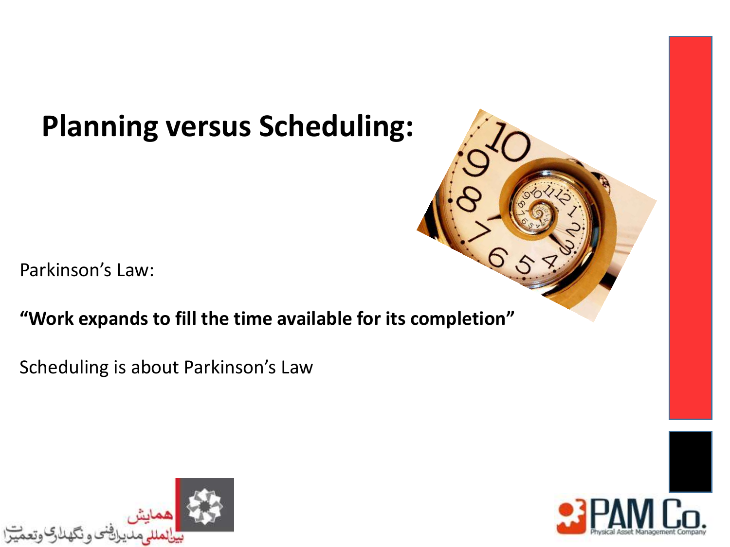# Planning versus Scheduling:

Parkinson's Law:

**"Work expands to fill the time available for its completion"**

Scheduling is about Parkinson's Law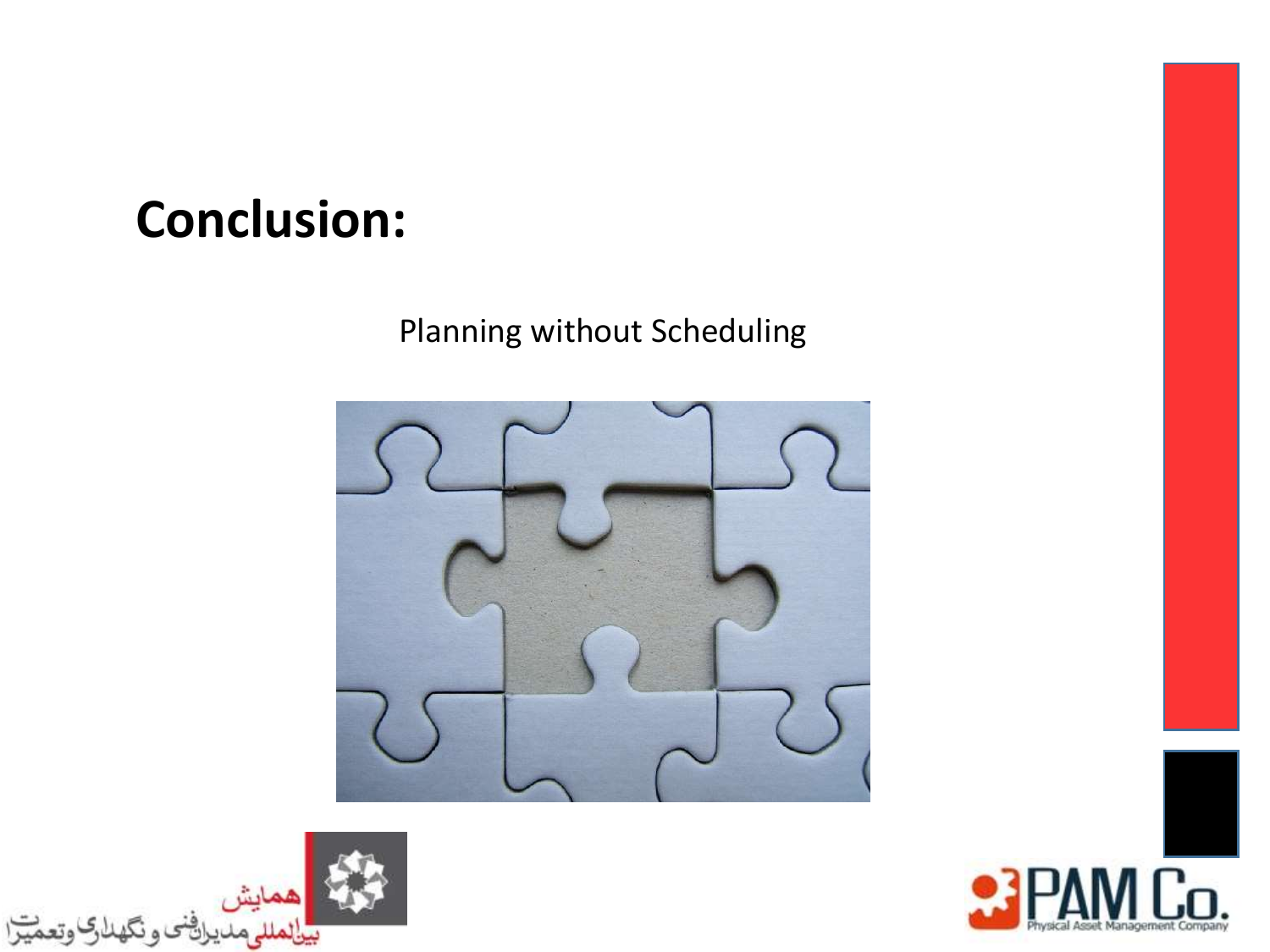## Conclusion:

Planning without Scheduling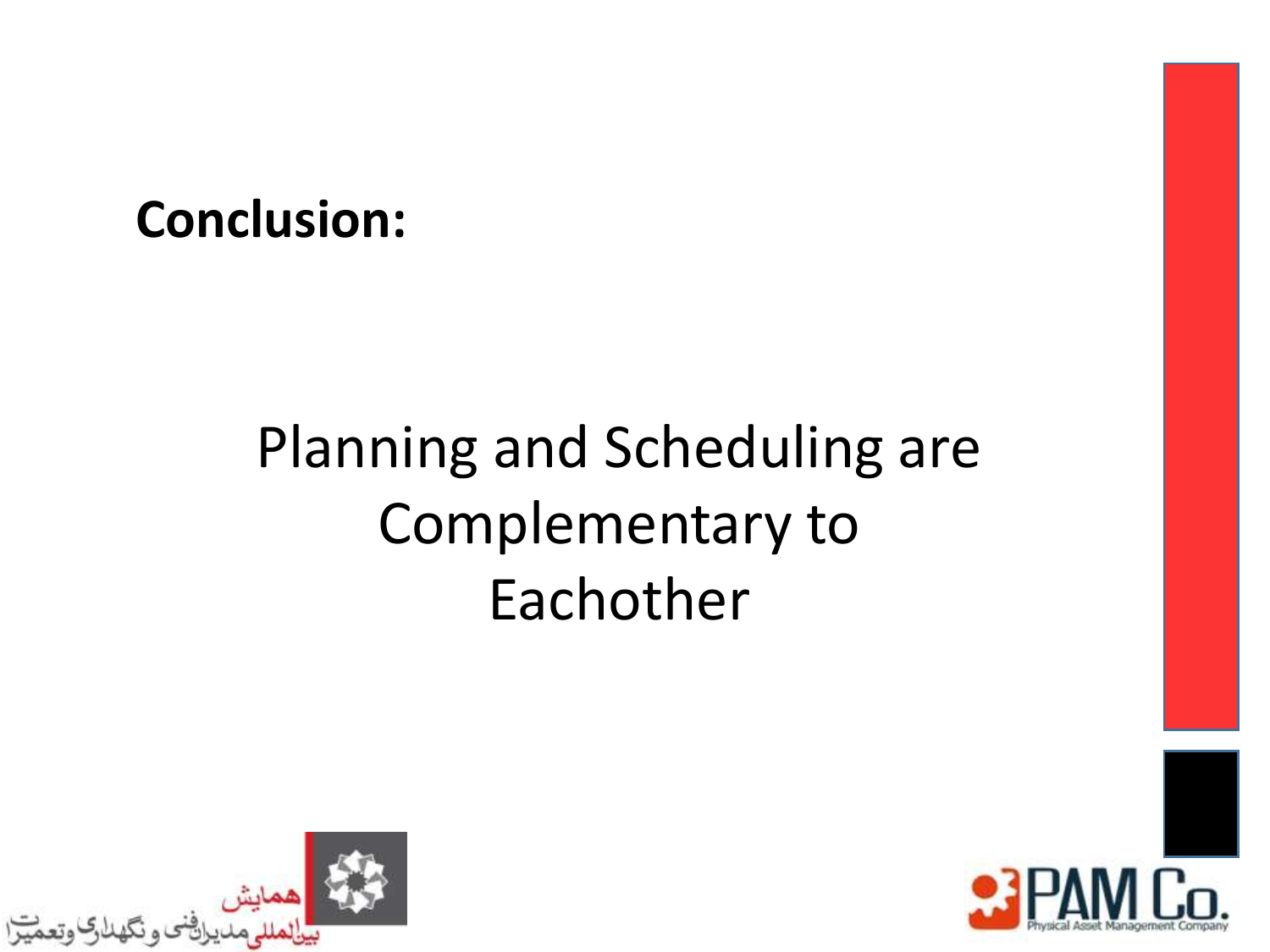**Conclusion:**

Planning and Scheduling are Complementary to Eachother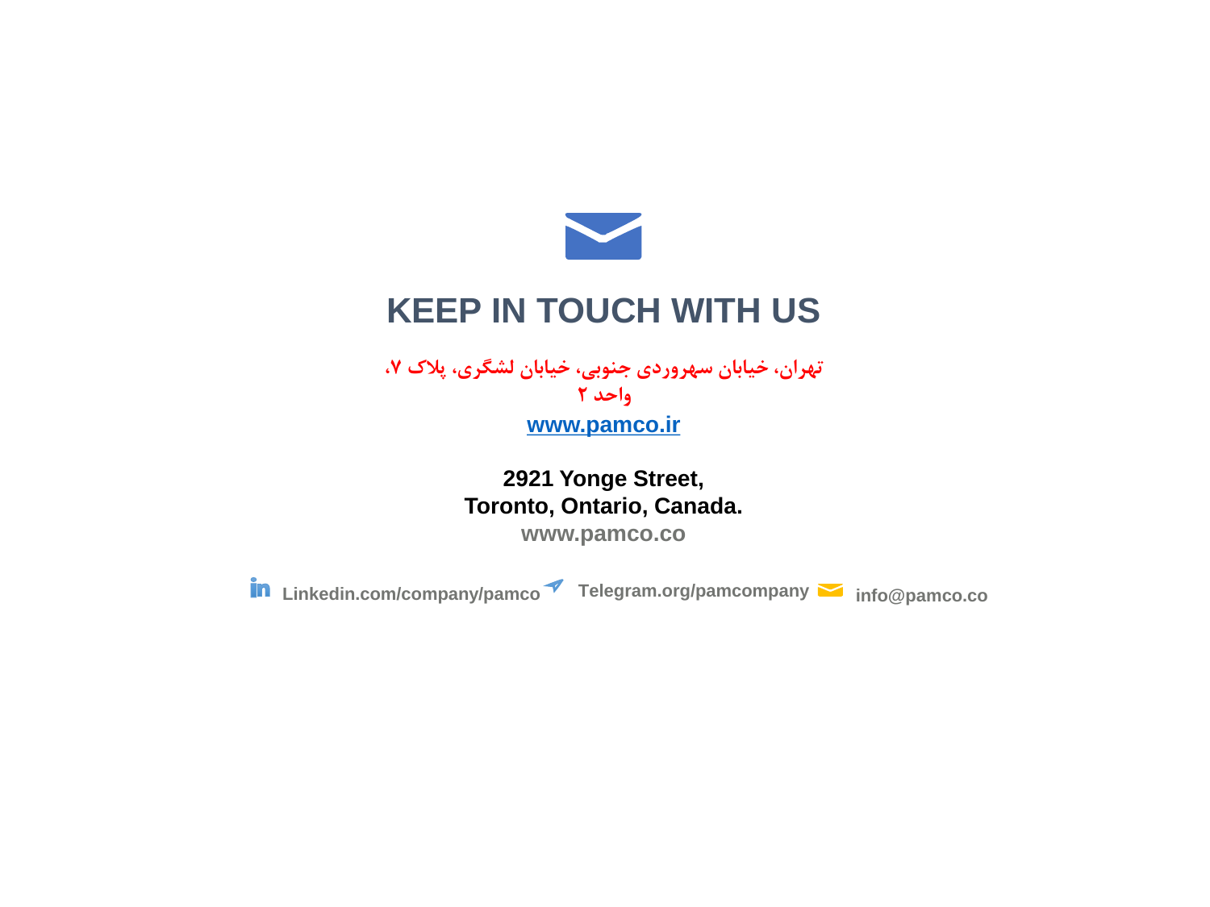# KEEP IN TOUCH WITH US

**تهران، خیابان سهروردی جنوبی، خیابان لشگری، پلاک ۷، واحد ۲**

**www.pamco.ir**

**2921 Yonge Street,**
**Toronto, Ontario, Canada.**
**www.pamco.co**

**Linkedin.com/company/pamco** **Telegram.org/pamcompany** **info@pamco.co**